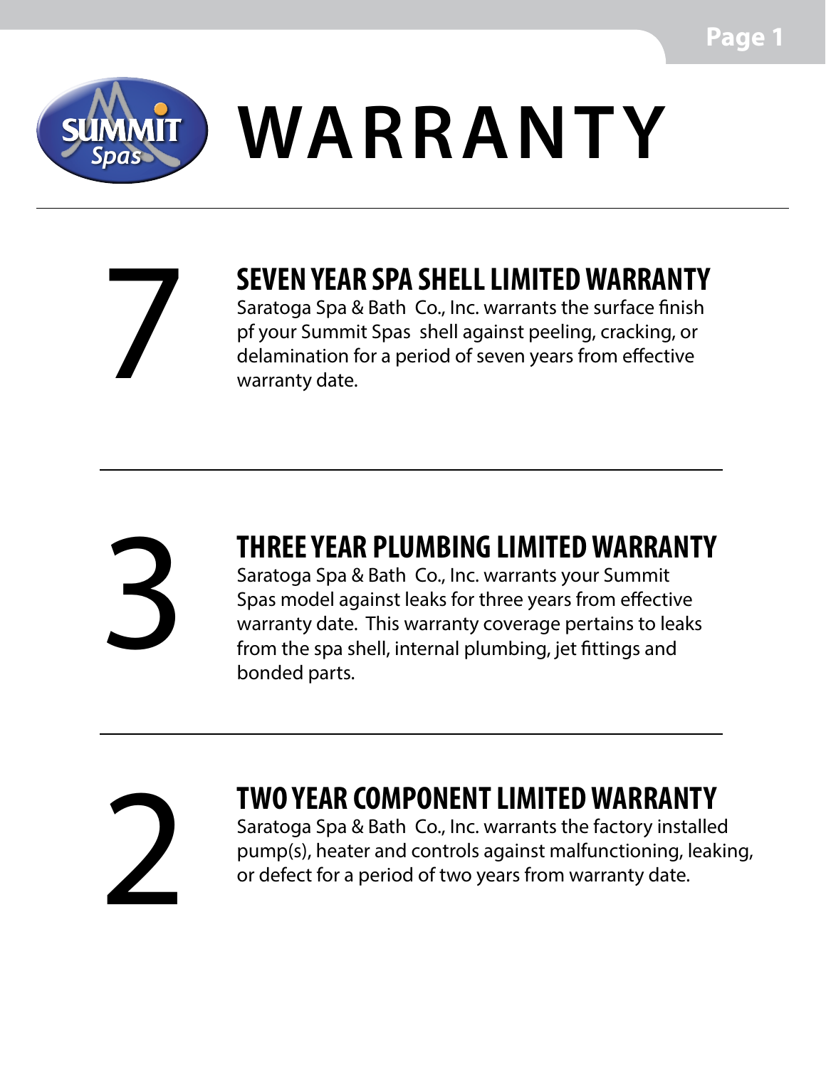# WARRANTY

7

## SEVEN YEAR SPA SHELL LIMITED WARRANTY

Saratoga Spa & Bath Co., Inc. warrants the surface finish pf your Summit Spas shell against peeling, cracking, or delamination for a period of seven years from effective warranty date.

---

3

## THREE YEAR PLUMBING LIMITED WARRANTY

Saratoga Spa & Bath Co., Inc. warrants your Summit Spas model against leaks for three years from effective warranty date. This warranty coverage pertains to leaks from the spa shell, internal plumbing, jet fittings and bonded parts.

---

2

## TWO YEAR COMPONENT LIMITED WARRANTY

Saratoga Spa & Bath Co., Inc. warrants the factory installed pump(s), heater and controls against malfunctioning, leaking, or defect for a period of two years from warranty date.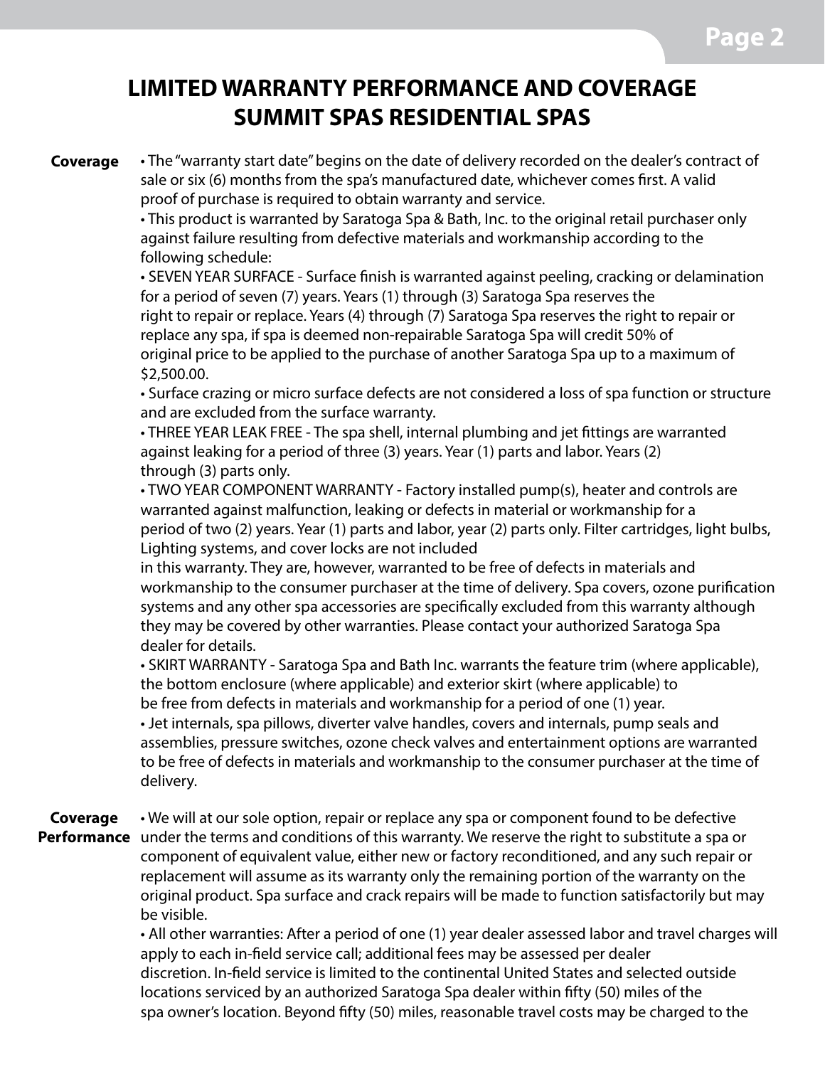# LIMITED WARRANTY PERFORMANCE AND COVERAGE SUMMIT SPAS RESIDENTIAL SPAS

**Coverage**

- The "warranty start date" begins on the date of delivery recorded on the dealer's contract of sale or six (6) months from the spa's manufactured date, whichever comes first. A valid proof of purchase is required to obtain warranty and service.
- This product is warranted by Saratoga Spa & Bath, Inc. to the original retail purchaser only against failure resulting from defective materials and workmanship according to the following schedule:
- SEVEN YEAR SURFACE - Surface finish is warranted against peeling, cracking or delamination for a period of seven (7) years. Years (1) through (3) Saratoga Spa reserves the right to repair or replace. Years (4) through (7) Saratoga Spa reserves the right to repair or replace any spa, if spa is deemed non-repairable Saratoga Spa will credit 50% of original price to be applied to the purchase of another Saratoga Spa up to a maximum of $2,500.00.
- Surface crazing or micro surface defects are not considered a loss of spa function or structure and are excluded from the surface warranty.
- THREE YEAR LEAK FREE - The spa shell, internal plumbing and jet fittings are warranted against leaking for a period of three (3) years. Year (1) parts and labor. Years (2) through (3) parts only.
- TWO YEAR COMPONENT WARRANTY - Factory installed pump(s), heater and controls are warranted against malfunction, leaking or defects in material or workmanship for a period of two (2) years. Year (1) parts and labor, year (2) parts only. Filter cartridges, light bulbs, Lighting systems, and cover locks are not included in this warranty. They are, however, warranted to be free of defects in materials and workmanship to the consumer purchaser at the time of delivery. Spa covers, ozone purification systems and any other spa accessories are specifically excluded from this warranty although they may be covered by other warranties. Please contact your authorized Saratoga Spa dealer for details.
- SKIRT WARRANTY - Saratoga Spa and Bath Inc. warrants the feature trim (where applicable), the bottom enclosure (where applicable) and exterior skirt (where applicable) to be free from defects in materials and workmanship for a period of one (1) year.
- Jet internals, spa pillows, diverter valve handles, covers and internals, pump seals and assemblies, pressure switches, ozone check valves and entertainment options are warranted to be free of defects in materials and workmanship to the consumer purchaser at the time of delivery.

**Coverage Performance**

- We will at our sole option, repair or replace any spa or component found to be defective under the terms and conditions of this warranty. We reserve the right to substitute a spa or component of equivalent value, either new or factory reconditioned, and any such repair or replacement will assume as its warranty only the remaining portion of the warranty on the original product. Spa surface and crack repairs will be made to function satisfactorily but may be visible.
- All other warranties: After a period of one (1) year dealer assessed labor and travel charges will apply to each in-field service call; additional fees may be assessed per dealer discretion. In-field service is limited to the continental United States and selected outside locations serviced by an authorized Saratoga Spa dealer within fifty (50) miles of the spa owner's location. Beyond fifty (50) miles, reasonable travel costs may be charged to the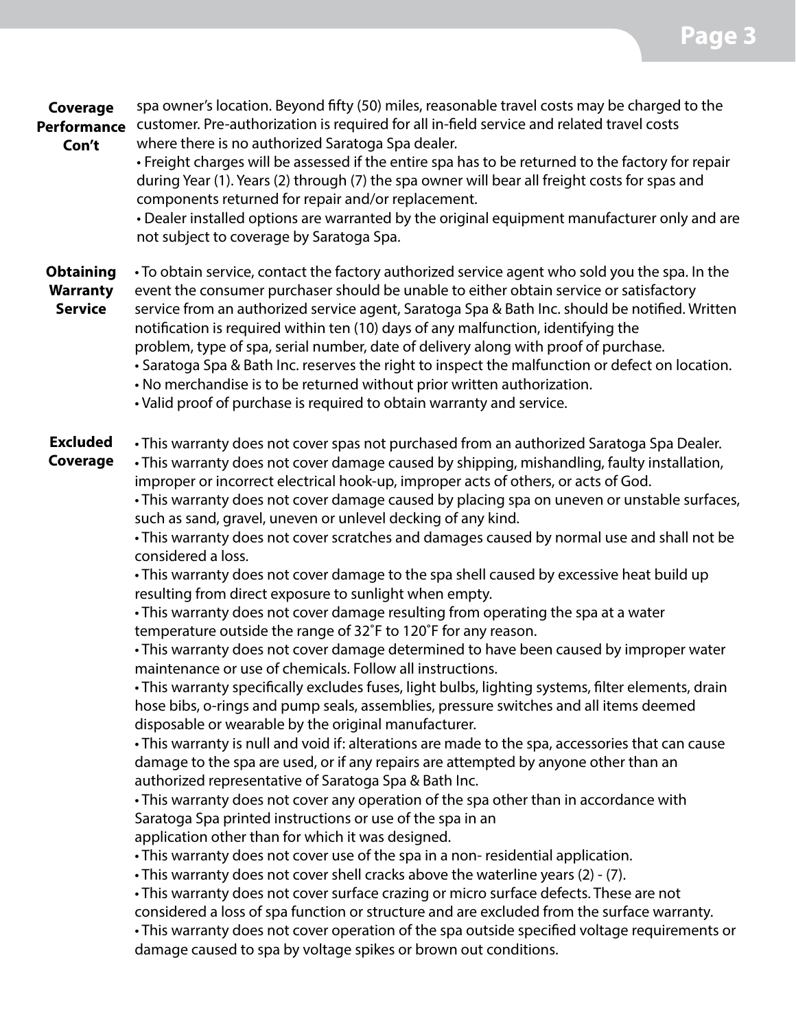**Coverage Performance Con't**

spa owner's location. Beyond fifty (50) miles, reasonable travel costs may be charged to the customer. Pre-authorization is required for all in-field service and related travel costs where there is no authorized Saratoga Spa dealer.

- Freight charges will be assessed if the entire spa has to be returned to the factory for repair during Year (1). Years (2) through (7) the spa owner will bear all freight costs for spas and components returned for repair and/or replacement.
- Dealer installed options are warranted by the original equipment manufacturer only and are not subject to coverage by Saratoga Spa.

**Obtaining Warranty Service**

- To obtain service, contact the factory authorized service agent who sold you the spa. In the event the consumer purchaser should be unable to either obtain service or satisfactory service from an authorized service agent, Saratoga Spa & Bath Inc. should be notified. Written notification is required within ten (10) days of any malfunction, identifying the problem, type of spa, serial number, date of delivery along with proof of purchase.
- Saratoga Spa & Bath Inc. reserves the right to inspect the malfunction or defect on location.
- No merchandise is to be returned without prior written authorization.
- Valid proof of purchase is required to obtain warranty and service.

**Excluded Coverage**

- This warranty does not cover spas not purchased from an authorized Saratoga Spa Dealer.
- This warranty does not cover damage caused by shipping, mishandling, faulty installation, improper or incorrect electrical hook-up, improper acts of others, or acts of God.
- This warranty does not cover damage caused by placing spa on uneven or unstable surfaces, such as sand, gravel, uneven or unlevel decking of any kind.
- This warranty does not cover scratches and damages caused by normal use and shall not be considered a loss.
- This warranty does not cover damage to the spa shell caused by excessive heat build up resulting from direct exposure to sunlight when empty.
- This warranty does not cover damage resulting from operating the spa at a water temperature outside the range of 32˚F to 120˚F for any reason.
- This warranty does not cover damage determined to have been caused by improper water maintenance or use of chemicals. Follow all instructions.
- This warranty specifically excludes fuses, light bulbs, lighting systems, filter elements, drain hose bibs, o-rings and pump seals, assemblies, pressure switches and all items deemed disposable or wearable by the original manufacturer.
- This warranty is null and void if: alterations are made to the spa, accessories that can cause damage to the spa are used, or if any repairs are attempted by anyone other than an authorized representative of Saratoga Spa & Bath Inc.
- This warranty does not cover any operation of the spa other than in accordance with Saratoga Spa printed instructions or use of the spa in an application other than for which it was designed.
- This warranty does not cover use of the spa in a non- residential application.
- This warranty does not cover shell cracks above the waterline years (2) - (7).
- This warranty does not cover surface crazing or micro surface defects. These are not considered a loss of spa function or structure and are excluded from the surface warranty.
- This warranty does not cover operation of the spa outside specified voltage requirements or damage caused to spa by voltage spikes or brown out conditions.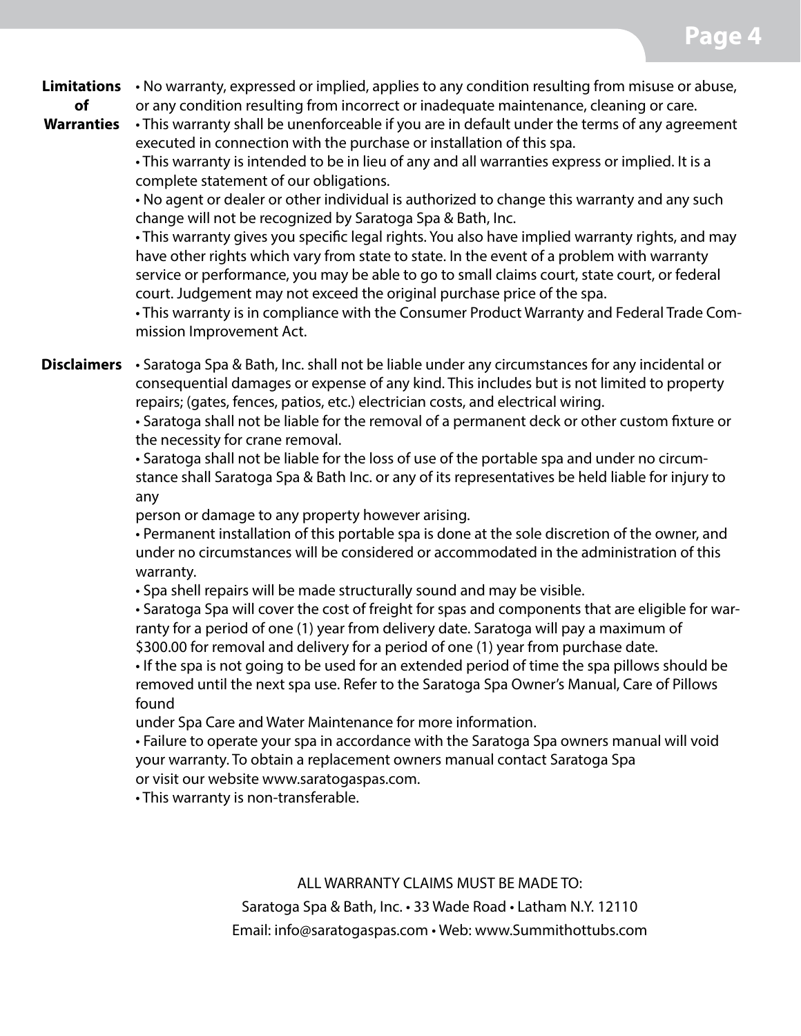**Limitations of Warranties**

• No warranty, expressed or implied, applies to any condition resulting from misuse or abuse, or any condition resulting from incorrect or inadequate maintenance, cleaning or care.
• This warranty shall be unenforceable if you are in default under the terms of any agreement executed in connection with the purchase or installation of this spa.
• This warranty is intended to be in lieu of any and all warranties express or implied. It is a complete statement of our obligations.
• No agent or dealer or other individual is authorized to change this warranty and any such change will not be recognized by Saratoga Spa & Bath, Inc.
• This warranty gives you specific legal rights. You also have implied warranty rights, and may have other rights which vary from state to state. In the event of a problem with warranty service or performance, you may be able to go to small claims court, state court, or federal court. Judgement may not exceed the original purchase price of the spa.
• This warranty is in compliance with the Consumer Product Warranty and Federal Trade Commission Improvement Act.

**Disclaimers**

• Saratoga Spa & Bath, Inc. shall not be liable under any circumstances for any incidental or consequential damages or expense of any kind. This includes but is not limited to property repairs; (gates, fences, patios, etc.) electrician costs, and electrical wiring.
• Saratoga shall not be liable for the removal of a permanent deck or other custom fixture or the necessity for crane removal.
• Saratoga shall not be liable for the loss of use of the portable spa and under no circumstance shall Saratoga Spa & Bath Inc. or any of its representatives be held liable for injury to any person or damage to any property however arising.
• Permanent installation of this portable spa is done at the sole discretion of the owner, and under no circumstances will be considered or accommodated in the administration of this warranty.
• Spa shell repairs will be made structurally sound and may be visible.
• Saratoga Spa will cover the cost of freight for spas and components that are eligible for warranty for a period of one (1) year from delivery date. Saratoga will pay a maximum of $300.00 for removal and delivery for a period of one (1) year from purchase date.
• If the spa is not going to be used for an extended period of time the spa pillows should be removed until the next spa use. Refer to the Saratoga Spa Owner's Manual, Care of Pillows found under Spa Care and Water Maintenance for more information.
• Failure to operate your spa in accordance with the Saratoga Spa owners manual will void your warranty. To obtain a replacement owners manual contact Saratoga Spa or visit our website www.saratogaspas.com.
• This warranty is non-transferable.

ALL WARRANTY CLAIMS MUST BE MADE TO:

Saratoga Spa & Bath, Inc. • 33 Wade Road • Latham N.Y. 12110

Email: info@saratogaspas.com • Web: www.Summithottubs.com